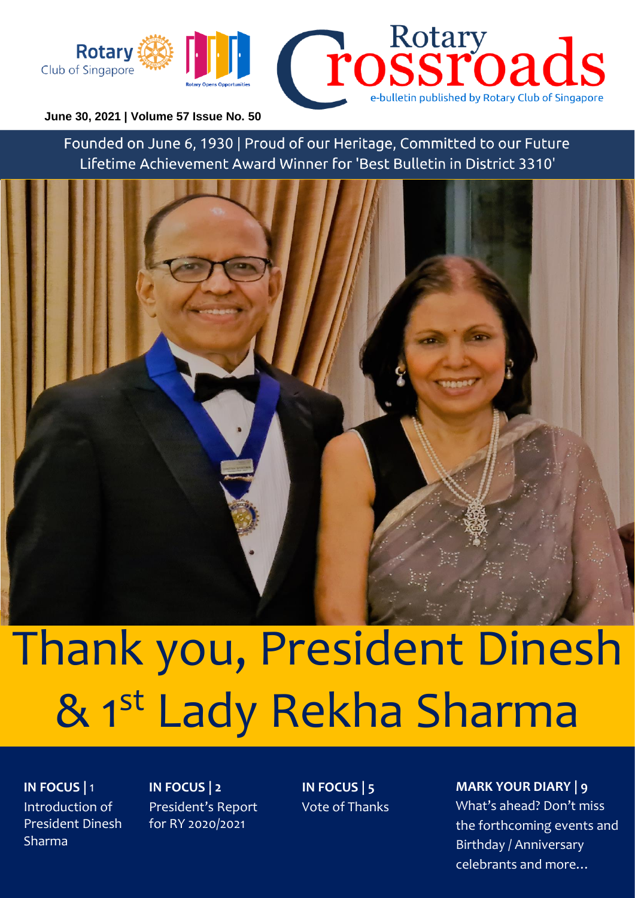Rotary Club of Singapore

Rotary Opens Opportunities

# Rotary Crossroads

e-bulletin published by Rotary Club of Singapore

**June 30, 2021 | Volume 57 Issue No. 50**

Founded on June 6, 1930 | Proud of our Heritage, Committed to our Future
Lifetime Achievement Award Winner for 'Best Bulletin in District 3310'

# Thank you, President Dinesh & 1st Lady Rekha Sharma

**IN FOCUS | 1**
Introduction of President Dinesh Sharma

**IN FOCUS | 2**
President's Report for RY 2020/2021

**IN FOCUS | 5**
Vote of Thanks

**MARK YOUR DIARY | 9**
What's ahead? Don't miss the forthcoming events and Birthday / Anniversary celebrants and more…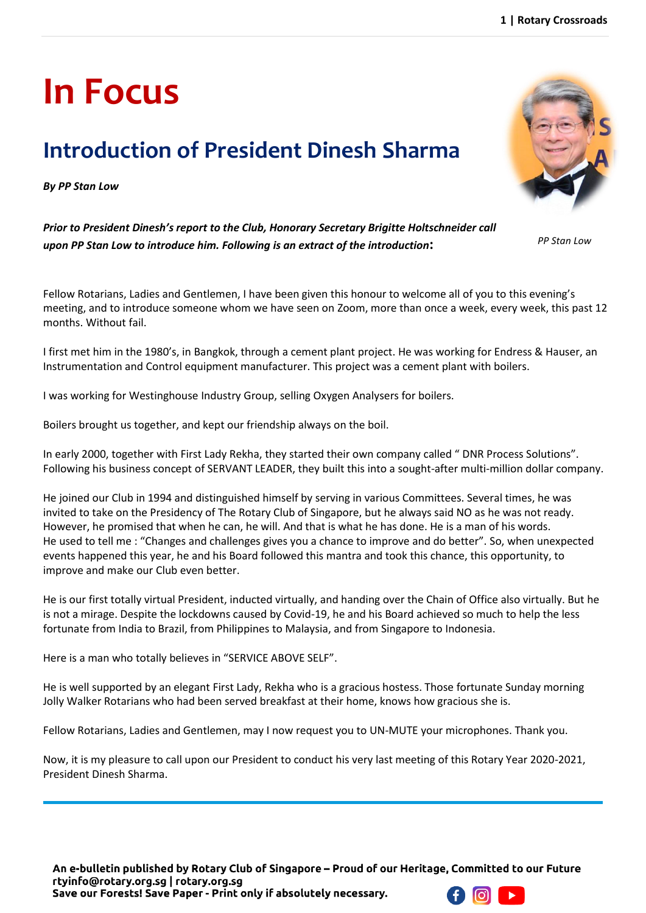# In Focus

## Introduction of President Dinesh Sharma

***By PP Stan Low***

PP Stan Low

***Prior to President Dinesh's report to the Club, Honorary Secretary Brigitte Holtschneider call upon PP Stan Low to introduce him. Following is an extract of the introduction:***

Fellow Rotarians, Ladies and Gentlemen, I have been given this honour to welcome all of you to this evening's meeting, and to introduce someone whom we have seen on Zoom, more than once a week, every week, this past 12 months. Without fail.

I first met him in the 1980's, in Bangkok, through a cement plant project. He was working for Endress & Hauser, an Instrumentation and Control equipment manufacturer. This project was a cement plant with boilers.

I was working for Westinghouse Industry Group, selling Oxygen Analysers for boilers.

Boilers brought us together, and kept our friendship always on the boil.

In early 2000, together with First Lady Rekha, they started their own company called " DNR Process Solutions". Following his business concept of SERVANT LEADER, they built this into a sought-after multi-million dollar company.

He joined our Club in 1994 and distinguished himself by serving in various Committees. Several times, he was invited to take on the Presidency of The Rotary Club of Singapore, but he always said NO as he was not ready. However, he promised that when he can, he will. And that is what he has done. He is a man of his words. He used to tell me : "Changes and challenges gives you a chance to improve and do better". So, when unexpected events happened this year, he and his Board followed this mantra and took this chance, this opportunity, to improve and make our Club even better.

He is our first totally virtual President, inducted virtually, and handing over the Chain of Office also virtually. But he is not a mirage. Despite the lockdowns caused by Covid-19, he and his Board achieved so much to help the less fortunate from India to Brazil, from Philippines to Malaysia, and from Singapore to Indonesia.

Here is a man who totally believes in "SERVICE ABOVE SELF".

He is well supported by an elegant First Lady, Rekha who is a gracious hostess. Those fortunate Sunday morning Jolly Walker Rotarians who had been served breakfast at their home, knows how gracious she is.

Fellow Rotarians, Ladies and Gentlemen, may I now request you to UN-MUTE your microphones. Thank you.

Now, it is my pleasure to call upon our President to conduct his very last meeting of this Rotary Year 2020-2021, President Dinesh Sharma.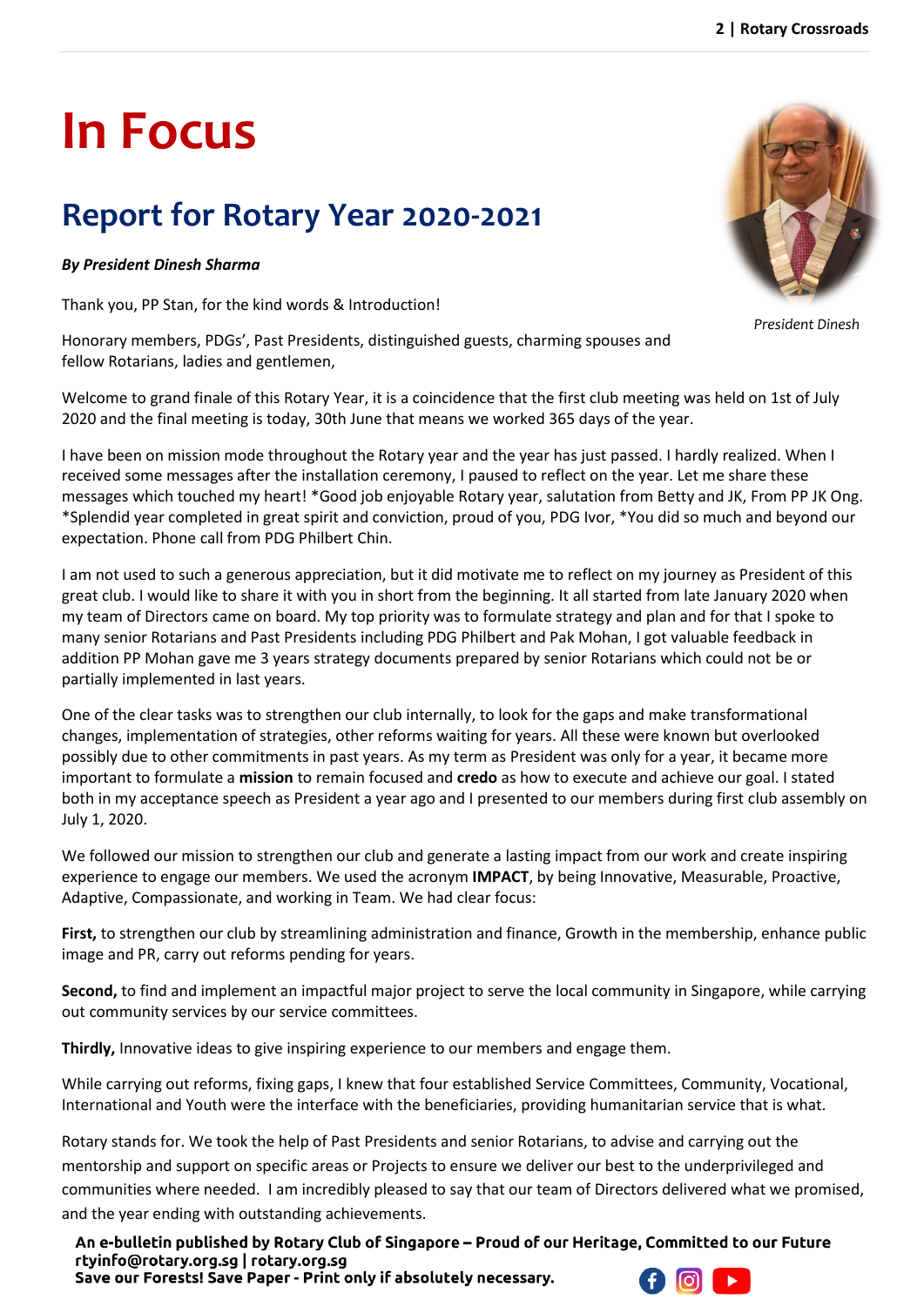# In Focus

## Report for Rotary Year 2020-2021

***By President Dinesh Sharma***

*President Dinesh*

Thank you, PP Stan, for the kind words & Introduction!

Honorary members, PDGs', Past Presidents, distinguished guests, charming spouses and fellow Rotarians, ladies and gentlemen,

Welcome to grand finale of this Rotary Year, it is a coincidence that the first club meeting was held on 1st of July 2020 and the final meeting is today, 30th June that means we worked 365 days of the year.

I have been on mission mode throughout the Rotary year and the year has just passed. I hardly realized. When I received some messages after the installation ceremony, I paused to reflect on the year. Let me share these messages which touched my heart! *Good job enjoyable Rotary year, salutation from Betty and JK, From PP JK Ong. *Splendid year completed in great spirit and conviction, proud of you, PDG Ivor, *You did so much and beyond our expectation. Phone call from PDG Philbert Chin.

I am not used to such a generous appreciation, but it did motivate me to reflect on my journey as President of this great club. I would like to share it with you in short from the beginning. It all started from late January 2020 when my team of Directors came on board. My top priority was to formulate strategy and plan and for that I spoke to many senior Rotarians and Past Presidents including PDG Philbert and Pak Mohan, I got valuable feedback in addition PP Mohan gave me 3 years strategy documents prepared by senior Rotarians which could not be or partially implemented in last years.

One of the clear tasks was to strengthen our club internally, to look for the gaps and make transformational changes, implementation of strategies, other reforms waiting for years. All these were known but overlooked possibly due to other commitments in past years. As my term as President was only for a year, it became more important to formulate a **mission** to remain focused and **credo** as how to execute and achieve our goal. I stated both in my acceptance speech as President a year ago and I presented to our members during first club assembly on July 1, 2020.

We followed our mission to strengthen our club and generate a lasting impact from our work and create inspiring experience to engage our members. We used the acronym **IMPACT**, by being Innovative, Measurable, Proactive, Adaptive, Compassionate, and working in Team. We had clear focus:

**First,** to strengthen our club by streamlining administration and finance, Growth in the membership, enhance public image and PR, carry out reforms pending for years.

**Second,** to find and implement an impactful major project to serve the local community in Singapore, while carrying out community services by our service committees.

**Thirdly,** Innovative ideas to give inspiring experience to our members and engage them.

While carrying out reforms, fixing gaps, I knew that four established Service Committees, Community, Vocational, International and Youth were the interface with the beneficiaries, providing humanitarian service that is what.

Rotary stands for. We took the help of Past Presidents and senior Rotarians, to advise and carrying out the mentorship and support on specific areas or Projects to ensure we deliver our best to the underprivileged and communities where needed. I am incredibly pleased to say that our team of Directors delivered what we promised, and the year ending with outstanding achievements.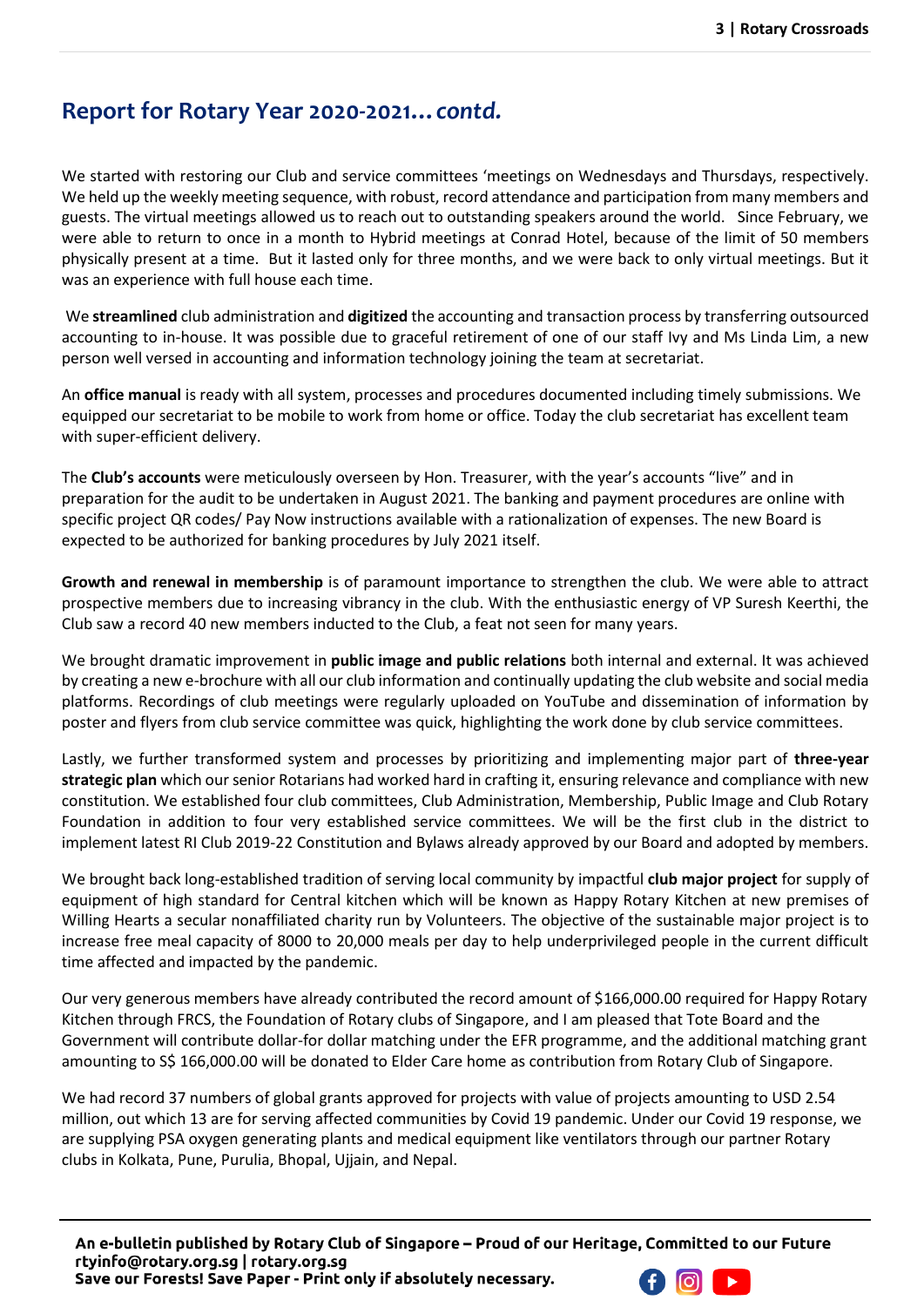## Report for Rotary Year 2020-2021… *contd.*

We started with restoring our Club and service committees 'meetings on Wednesdays and Thursdays, respectively. We held up the weekly meeting sequence, with robust, record attendance and participation from many members and guests. The virtual meetings allowed us to reach out to outstanding speakers around the world. Since February, we were able to return to once in a month to Hybrid meetings at Conrad Hotel, because of the limit of 50 members physically present at a time. But it lasted only for three months, and we were back to only virtual meetings. But it was an experience with full house each time.

We **streamlined** club administration and **digitized** the accounting and transaction process by transferring outsourced accounting to in-house. It was possible due to graceful retirement of one of our staff Ivy and Ms Linda Lim, a new person well versed in accounting and information technology joining the team at secretariat.

An **office manual** is ready with all system, processes and procedures documented including timely submissions. We equipped our secretariat to be mobile to work from home or office. Today the club secretariat has excellent team with super-efficient delivery.

The **Club's accounts** were meticulously overseen by Hon. Treasurer, with the year's accounts "live" and in preparation for the audit to be undertaken in August 2021. The banking and payment procedures are online with specific project QR codes/ Pay Now instructions available with a rationalization of expenses. The new Board is expected to be authorized for banking procedures by July 2021 itself.

**Growth and renewal in membership** is of paramount importance to strengthen the club. We were able to attract prospective members due to increasing vibrancy in the club. With the enthusiastic energy of VP Suresh Keerthi, the Club saw a record 40 new members inducted to the Club, a feat not seen for many years.

We brought dramatic improvement in **public image and public relations** both internal and external. It was achieved by creating a new e-brochure with all our club information and continually updating the club website and social media platforms. Recordings of club meetings were regularly uploaded on YouTube and dissemination of information by poster and flyers from club service committee was quick, highlighting the work done by club service committees.

Lastly, we further transformed system and processes by prioritizing and implementing major part of **three-year strategic plan** which our senior Rotarians had worked hard in crafting it, ensuring relevance and compliance with new constitution. We established four club committees, Club Administration, Membership, Public Image and Club Rotary Foundation in addition to four very established service committees. We will be the first club in the district to implement latest RI Club 2019-22 Constitution and Bylaws already approved by our Board and adopted by members.

We brought back long-established tradition of serving local community by impactful **club major project** for supply of equipment of high standard for Central kitchen which will be known as Happy Rotary Kitchen at new premises of Willing Hearts a secular nonaffiliated charity run by Volunteers. The objective of the sustainable major project is to increase free meal capacity of 8000 to 20,000 meals per day to help underprivileged people in the current difficult time affected and impacted by the pandemic.

Our very generous members have already contributed the record amount of $166,000.00 required for Happy Rotary Kitchen through FRCS, the Foundation of Rotary clubs of Singapore, and I am pleased that Tote Board and the Government will contribute dollar-for dollar matching under the EFR programme, and the additional matching grant amounting to S$ 166,000.00 will be donated to Elder Care home as contribution from Rotary Club of Singapore.

We had record 37 numbers of global grants approved for projects with value of projects amounting to USD 2.54 million, out which 13 are for serving affected communities by Covid 19 pandemic. Under our Covid 19 response, we are supplying PSA oxygen generating plants and medical equipment like ventilators through our partner Rotary clubs in Kolkata, Pune, Purulia, Bhopal, Ujjain, and Nepal.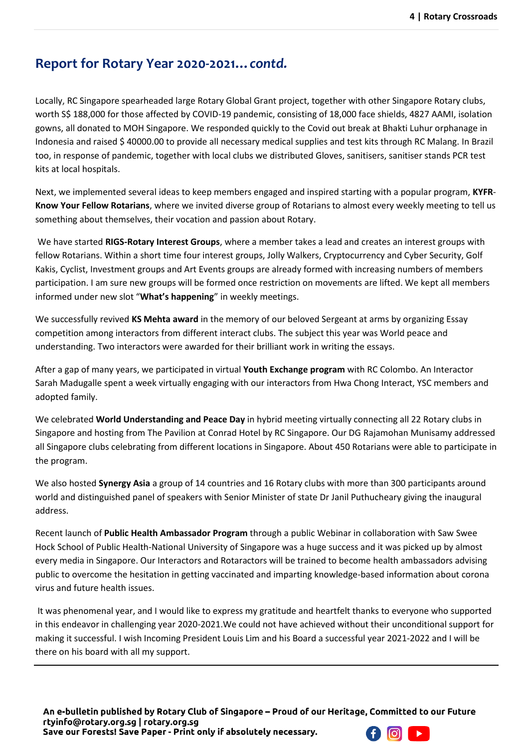## Report for Rotary Year 2020-2021… *contd.*

Locally, RC Singapore spearheaded large Rotary Global Grant project, together with other Singapore Rotary clubs, worth S$ 188,000 for those affected by COVID-19 pandemic, consisting of 18,000 face shields, 4827 AAMI, isolation gowns, all donated to MOH Singapore. We responded quickly to the Covid out break at Bhakti Luhur orphanage in Indonesia and raised $ 40000.00 to provide all necessary medical supplies and test kits through RC Malang. In Brazil too, in response of pandemic, together with local clubs we distributed Gloves, sanitisers, sanitiser stands PCR test kits at local hospitals.

Next, we implemented several ideas to keep members engaged and inspired starting with a popular program, **KYFR-Know Your Fellow Rotarians**, where we invited diverse group of Rotarians to almost every weekly meeting to tell us something about themselves, their vocation and passion about Rotary.

We have started **RIGS-Rotary Interest Groups**, where a member takes a lead and creates an interest groups with fellow Rotarians. Within a short time four interest groups, Jolly Walkers, Cryptocurrency and Cyber Security, Golf Kakis, Cyclist, Investment groups and Art Events groups are already formed with increasing numbers of members participation. I am sure new groups will be formed once restriction on movements are lifted. We kept all members informed under new slot "**What's happening**" in weekly meetings.

We successfully revived **KS Mehta award** in the memory of our beloved Sergeant at arms by organizing Essay competition among interactors from different interact clubs. The subject this year was World peace and understanding. Two interactors were awarded for their brilliant work in writing the essays.

After a gap of many years, we participated in virtual **Youth Exchange program** with RC Colombo. An Interactor Sarah Madugalle spent a week virtually engaging with our interactors from Hwa Chong Interact, YSC members and adopted family.

We celebrated **World Understanding and Peace Day** in hybrid meeting virtually connecting all 22 Rotary clubs in Singapore and hosting from The Pavilion at Conrad Hotel by RC Singapore. Our DG Rajamohan Munisamy addressed all Singapore clubs celebrating from different locations in Singapore. About 450 Rotarians were able to participate in the program.

We also hosted **Synergy Asia** a group of 14 countries and 16 Rotary clubs with more than 300 participants around world and distinguished panel of speakers with Senior Minister of state Dr Janil Puthucheary giving the inaugural address.

Recent launch of **Public Health Ambassador Program** through a public Webinar in collaboration with Saw Swee Hock School of Public Health-National University of Singapore was a huge success and it was picked up by almost every media in Singapore. Our Interactors and Rotaractors will be trained to become health ambassadors advising public to overcome the hesitation in getting vaccinated and imparting knowledge-based information about corona virus and future health issues.

It was phenomenal year, and I would like to express my gratitude and heartfelt thanks to everyone who supported in this endeavor in challenging year 2020-2021.We could not have achieved without their unconditional support for making it successful. I wish Incoming President Louis Lim and his Board a successful year 2021-2022 and I will be there on his board with all my support.

---

**An e-bulletin published by Rotary Club of Singapore – Proud of our Heritage, Committed to our Future**
**rtyinfo@rotary.org.sg | rotary.org.sg**
**Save our Forests! Save Paper - Print only if absolutely necessary.**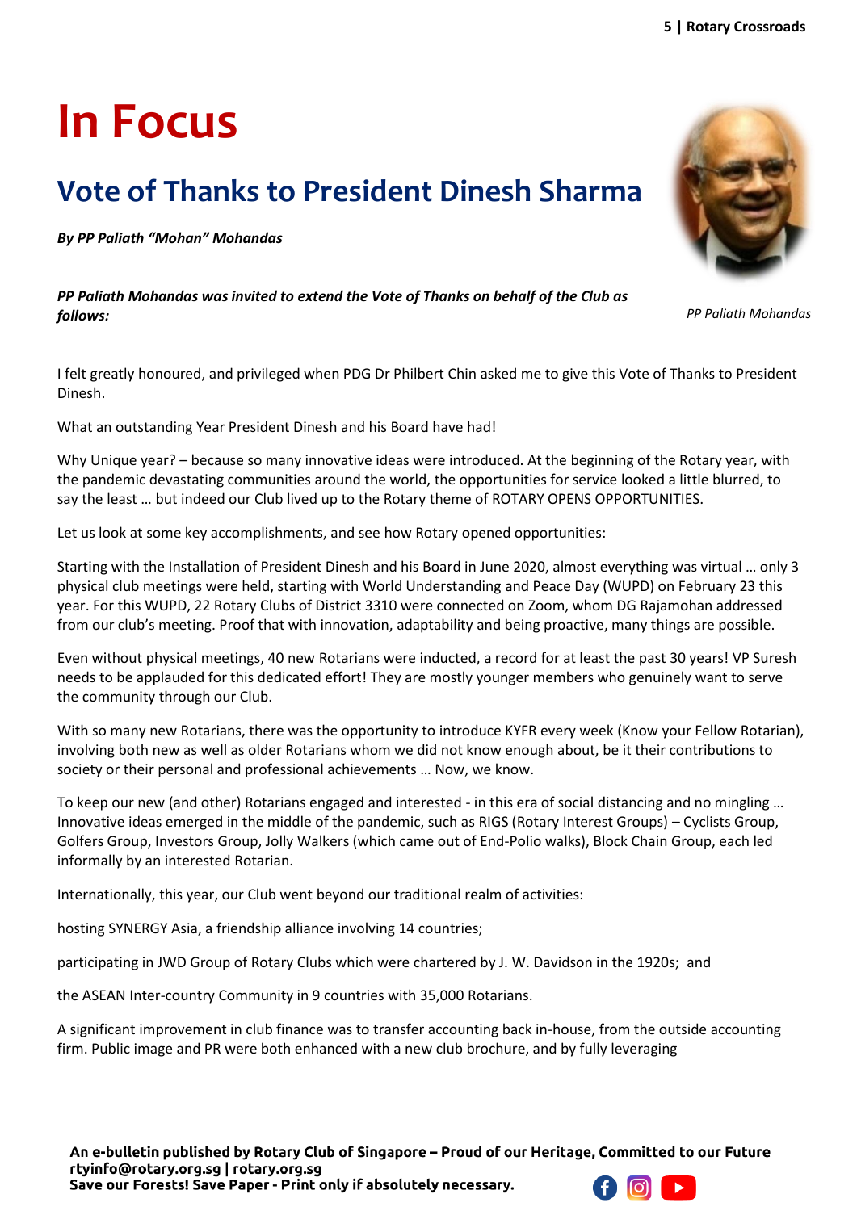# In Focus

## Vote of Thanks to President Dinesh Sharma

***By PP Paliath "Mohan" Mohandas***

***PP Paliath Mohandas was invited to extend the Vote of Thanks on behalf of the Club as follows:***

*PP Paliath Mohandas*

I felt greatly honoured, and privileged when PDG Dr Philbert Chin asked me to give this Vote of Thanks to President Dinesh.

What an outstanding Year President Dinesh and his Board have had!

Why Unique year? – because so many innovative ideas were introduced. At the beginning of the Rotary year, with the pandemic devastating communities around the world, the opportunities for service looked a little blurred, to say the least … but indeed our Club lived up to the Rotary theme of ROTARY OPENS OPPORTUNITIES.

Let us look at some key accomplishments, and see how Rotary opened opportunities:

Starting with the Installation of President Dinesh and his Board in June 2020, almost everything was virtual … only 3 physical club meetings were held, starting with World Understanding and Peace Day (WUPD) on February 23 this year. For this WUPD, 22 Rotary Clubs of District 3310 were connected on Zoom, whom DG Rajamohan addressed from our club's meeting. Proof that with innovation, adaptability and being proactive, many things are possible.

Even without physical meetings, 40 new Rotarians were inducted, a record for at least the past 30 years! VP Suresh needs to be applauded for this dedicated effort! They are mostly younger members who genuinely want to serve the community through our Club.

With so many new Rotarians, there was the opportunity to introduce KYFR every week (Know your Fellow Rotarian), involving both new as well as older Rotarians whom we did not know enough about, be it their contributions to society or their personal and professional achievements … Now, we know.

To keep our new (and other) Rotarians engaged and interested - in this era of social distancing and no mingling … Innovative ideas emerged in the middle of the pandemic, such as RIGS (Rotary Interest Groups) – Cyclists Group, Golfers Group, Investors Group, Jolly Walkers (which came out of End-Polio walks), Block Chain Group, each led informally by an interested Rotarian.

Internationally, this year, our Club went beyond our traditional realm of activities:

hosting SYNERGY Asia, a friendship alliance involving 14 countries;

participating in JWD Group of Rotary Clubs which were chartered by J. W. Davidson in the 1920s; and

the ASEAN Inter-country Community in 9 countries with 35,000 Rotarians.

A significant improvement in club finance was to transfer accounting back in-house, from the outside accounting firm. Public image and PR were both enhanced with a new club brochure, and by fully leveraging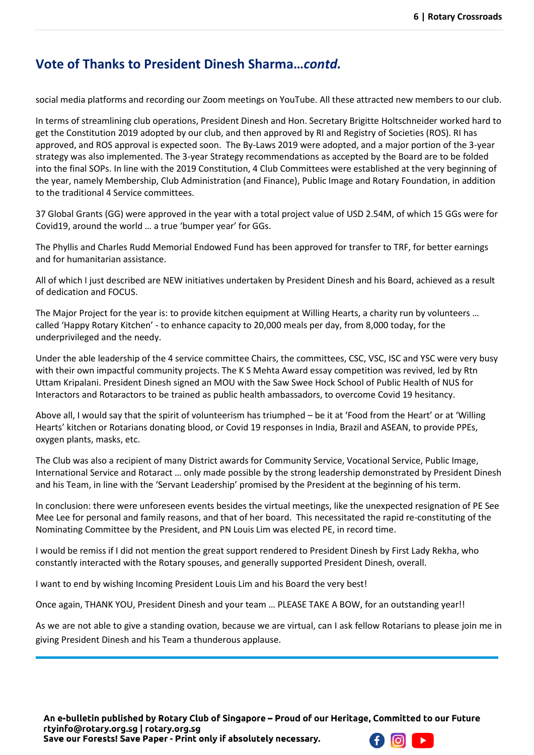## Vote of Thanks to President Dinesh Sharma…*contd.*

social media platforms and recording our Zoom meetings on YouTube. All these attracted new members to our club.

In terms of streamlining club operations, President Dinesh and Hon. Secretary Brigitte Holtschneider worked hard to get the Constitution 2019 adopted by our club, and then approved by RI and Registry of Societies (ROS). RI has approved, and ROS approval is expected soon. The By-Laws 2019 were adopted, and a major portion of the 3-year strategy was also implemented. The 3-year Strategy recommendations as accepted by the Board are to be folded into the final SOPs. In line with the 2019 Constitution, 4 Club Committees were established at the very beginning of the year, namely Membership, Club Administration (and Finance), Public Image and Rotary Foundation, in addition to the traditional 4 Service committees.

37 Global Grants (GG) were approved in the year with a total project value of USD 2.54M, of which 15 GGs were for Covid19, around the world … a true 'bumper year' for GGs.

The Phyllis and Charles Rudd Memorial Endowed Fund has been approved for transfer to TRF, for better earnings and for humanitarian assistance.

All of which I just described are NEW initiatives undertaken by President Dinesh and his Board, achieved as a result of dedication and FOCUS.

The Major Project for the year is: to provide kitchen equipment at Willing Hearts, a charity run by volunteers … called 'Happy Rotary Kitchen' - to enhance capacity to 20,000 meals per day, from 8,000 today, for the underprivileged and the needy.

Under the able leadership of the 4 service committee Chairs, the committees, CSC, VSC, ISC and YSC were very busy with their own impactful community projects. The K S Mehta Award essay competition was revived, led by Rtn Uttam Kripalani. President Dinesh signed an MOU with the Saw Swee Hock School of Public Health of NUS for Interactors and Rotaractors to be trained as public health ambassadors, to overcome Covid 19 hesitancy.

Above all, I would say that the spirit of volunteerism has triumphed – be it at 'Food from the Heart' or at 'Willing Hearts' kitchen or Rotarians donating blood, or Covid 19 responses in India, Brazil and ASEAN, to provide PPEs, oxygen plants, masks, etc.

The Club was also a recipient of many District awards for Community Service, Vocational Service, Public Image, International Service and Rotaract … only made possible by the strong leadership demonstrated by President Dinesh and his Team, in line with the 'Servant Leadership' promised by the President at the beginning of his term.

In conclusion: there were unforeseen events besides the virtual meetings, like the unexpected resignation of PE See Mee Lee for personal and family reasons, and that of her board. This necessitated the rapid re-constituting of the Nominating Committee by the President, and PN Louis Lim was elected PE, in record time.

I would be remiss if I did not mention the great support rendered to President Dinesh by First Lady Rekha, who constantly interacted with the Rotary spouses, and generally supported President Dinesh, overall.

I want to end by wishing Incoming President Louis Lim and his Board the very best!

Once again, THANK YOU, President Dinesh and your team … PLEASE TAKE A BOW, for an outstanding year!!

As we are not able to give a standing ovation, because we are virtual, can I ask fellow Rotarians to please join me in giving President Dinesh and his Team a thunderous applause.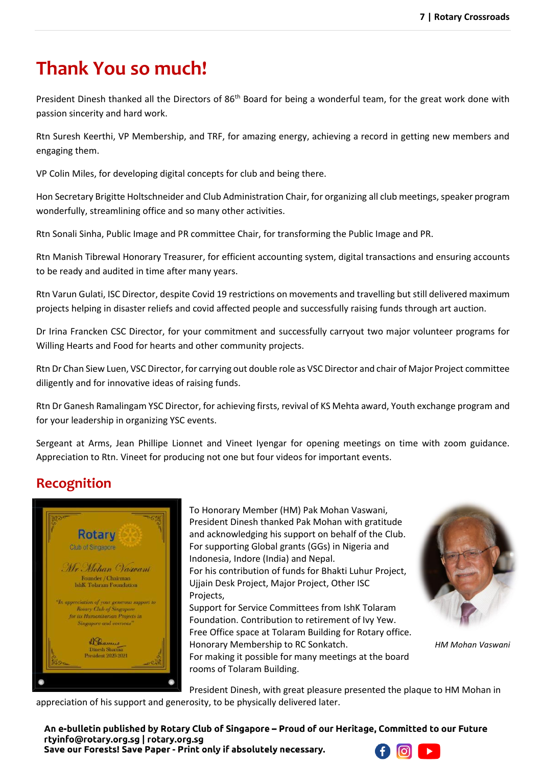# Thank You so much!

President Dinesh thanked all the Directors of 86th Board for being a wonderful team, for the great work done with passion sincerity and hard work.

Rtn Suresh Keerthi, VP Membership, and TRF, for amazing energy, achieving a record in getting new members and engaging them.

VP Colin Miles, for developing digital concepts for club and being there.

Hon Secretary Brigitte Holtschneider and Club Administration Chair, for organizing all club meetings, speaker program wonderfully, streamlining office and so many other activities.

Rtn Sonali Sinha, Public Image and PR committee Chair, for transforming the Public Image and PR.

Rtn Manish Tibrewal Honorary Treasurer, for efficient accounting system, digital transactions and ensuring accounts to be ready and audited in time after many years.

Rtn Varun Gulati, ISC Director, despite Covid 19 restrictions on movements and travelling but still delivered maximum projects helping in disaster reliefs and covid affected people and successfully raising funds through art auction.

Dr Irina Francken CSC Director, for your commitment and successfully carryout two major volunteer programs for Willing Hearts and Food for hearts and other community projects.

Rtn Dr Chan Siew Luen, VSC Director, for carrying out double role as VSC Director and chair of Major Project committee diligently and for innovative ideas of raising funds.

Rtn Dr Ganesh Ramalingam YSC Director, for achieving firsts, revival of KS Mehta award, Youth exchange program and for your leadership in organizing YSC events.

Sergeant at Arms, Jean Phillipe Lionnet and Vineet Iyengar for opening meetings on time with zoom guidance. Appreciation to Rtn. Vineet for producing not one but four videos for important events.

## Recognition

To Honorary Member (HM) Pak Mohan Vaswani, President Dinesh thanked Pak Mohan with gratitude and acknowledging his support on behalf of the Club. For supporting Global grants (GGs) in Nigeria and Indonesia, Indore (India) and Nepal.
For his contribution of funds for Bhakti Luhur Project, Ujjain Desk Project, Major Project, Other ISC Projects,
Support for Service Committees from IshK Tolaram Foundation. Contribution to retirement of Ivy Yew.
Free Office space at Tolaram Building for Rotary office.
Honorary Membership to RC Sonkatch.
For making it possible for many meetings at the board rooms of Tolaram Building.

*HM Mohan Vaswani*

President Dinesh, with great pleasure presented the plaque to HM Mohan in appreciation of his support and generosity, to be physically delivered later.

**An e-bulletin published by Rotary Club of Singapore – Proud of our Heritage, Committed to our Future**
**rtyinfo@rotary.org.sg | rotary.org.sg**
**Save our Forests! Save Paper - Print only if absolutely necessary.**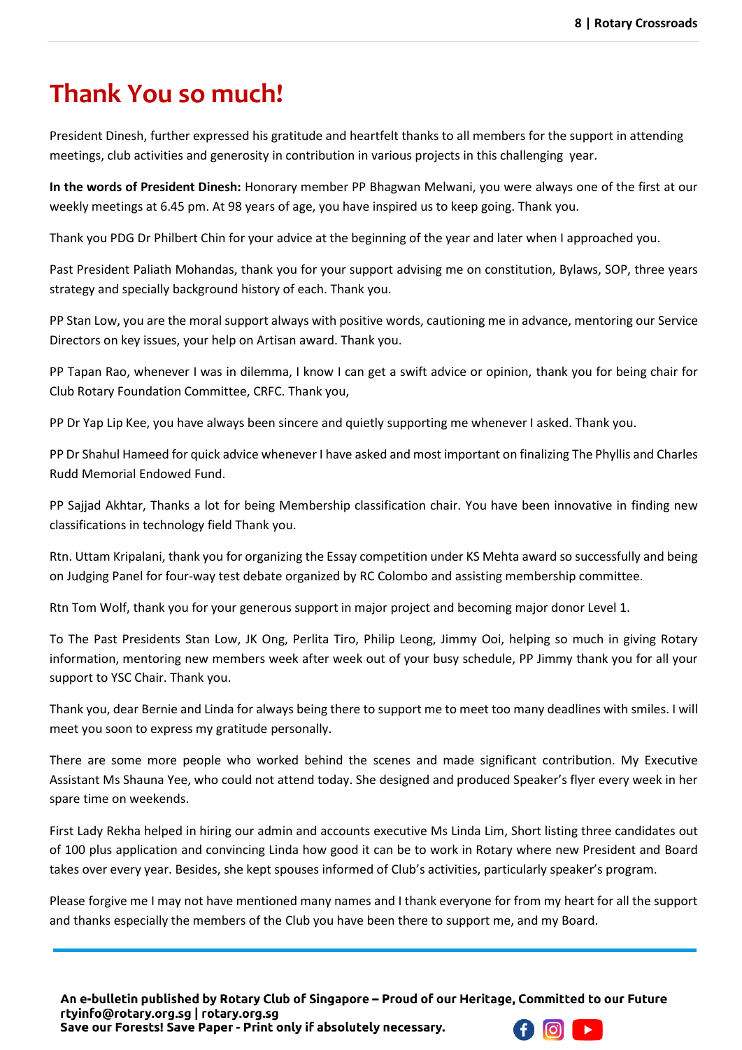# Thank You so much!

President Dinesh, further expressed his gratitude and heartfelt thanks to all members for the support in attending meetings, club activities and generosity in contribution in various projects in this challenging year.

**In the words of President Dinesh:** Honorary member PP Bhagwan Melwani, you were always one of the first at our weekly meetings at 6.45 pm. At 98 years of age, you have inspired us to keep going. Thank you.

Thank you PDG Dr Philbert Chin for your advice at the beginning of the year and later when I approached you.

Past President Paliath Mohandas, thank you for your support advising me on constitution, Bylaws, SOP, three years strategy and specially background history of each. Thank you.

PP Stan Low, you are the moral support always with positive words, cautioning me in advance, mentoring our Service Directors on key issues, your help on Artisan award. Thank you.

PP Tapan Rao, whenever I was in dilemma, I know I can get a swift advice or opinion, thank you for being chair for Club Rotary Foundation Committee, CRFC. Thank you,

PP Dr Yap Lip Kee, you have always been sincere and quietly supporting me whenever I asked. Thank you.

PP Dr Shahul Hameed for quick advice whenever I have asked and most important on finalizing The Phyllis and Charles Rudd Memorial Endowed Fund.

PP Sajjad Akhtar, Thanks a lot for being Membership classification chair. You have been innovative in finding new classifications in technology field Thank you.

Rtn. Uttam Kripalani, thank you for organizing the Essay competition under KS Mehta award so successfully and being on Judging Panel for four-way test debate organized by RC Colombo and assisting membership committee.

Rtn Tom Wolf, thank you for your generous support in major project and becoming major donor Level 1.

To The Past Presidents Stan Low, JK Ong, Perlita Tiro, Philip Leong, Jimmy Ooi, helping so much in giving Rotary information, mentoring new members week after week out of your busy schedule, PP Jimmy thank you for all your support to YSC Chair. Thank you.

Thank you, dear Bernie and Linda for always being there to support me to meet too many deadlines with smiles. I will meet you soon to express my gratitude personally.

There are some more people who worked behind the scenes and made significant contribution. My Executive Assistant Ms Shauna Yee, who could not attend today. She designed and produced Speaker's flyer every week in her spare time on weekends.

First Lady Rekha helped in hiring our admin and accounts executive Ms Linda Lim, Short listing three candidates out of 100 plus application and convincing Linda how good it can be to work in Rotary where new President and Board takes over every year. Besides, she kept spouses informed of Club's activities, particularly speaker's program.

Please forgive me I may not have mentioned many names and I thank everyone for from my heart for all the support and thanks especially the members of the Club you have been there to support me, and my Board.

---

**An e-bulletin published by Rotary Club of Singapore – Proud of our Heritage, Committed to our Future**
**rtyinfo@rotary.org.sg | rotary.org.sg**
**Save our Forests! Save Paper - Print only if absolutely necessary.**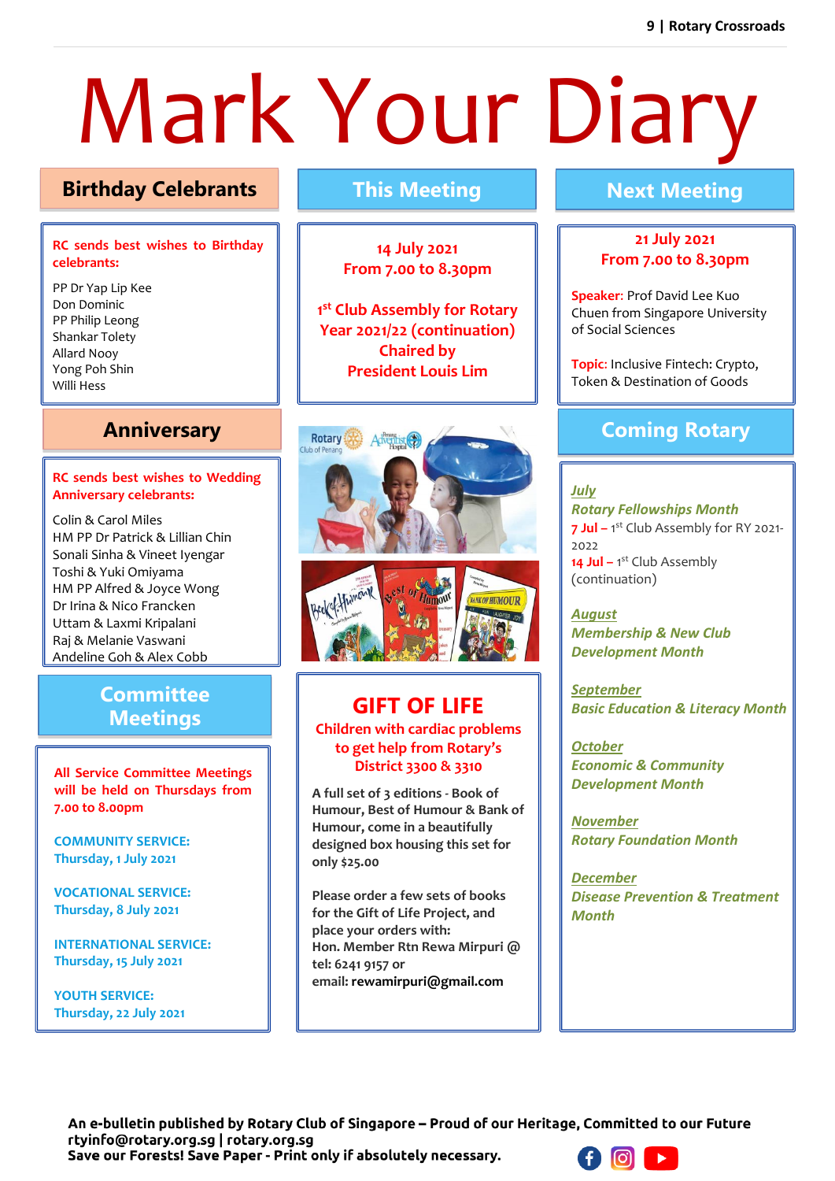# Mark Your Diary

## Birthday Celebrants

**RC sends best wishes to Birthday celebrants:**

PP Dr Yap Lip Kee
Don Dominic
PP Philip Leong
Shankar Tolety
Allard Nooy
Yong Poh Shin
Willi Hess

## Anniversary

**RC sends best wishes to Wedding Anniversary celebrants:**

Colin & Carol Miles
HM PP Dr Patrick & Lillian Chin
Sonali Sinha & Vineet Iyengar
Toshi & Yuki Omiyama
HM PP Alfred & Joyce Wong
Dr Irina & Nico Francken
Uttam & Laxmi Kripalani
Raj & Melanie Vaswani
Andeline Goh & Alex Cobb

## Committee Meetings

**All Service Committee Meetings will be held on Thursdays from 7.00 to 8.00pm**

**COMMUNITY SERVICE:**
**Thursday, 1 July 2021**

**VOCATIONAL SERVICE:**
**Thursday, 8 July 2021**

**INTERNATIONAL SERVICE:**
**Thursday, 15 July 2021**

**YOUTH SERVICE:**
**Thursday, 22 July 2021**

## This Meeting

**14 July 2021**
**From 7.00 to 8.30pm**

**1st Club Assembly for Rotary Year 2021/22 (continuation) Chaired by President Louis Lim**

## GIFT OF LIFE

**Children with cardiac problems to get help from Rotary's District 3300 & 3310**

A full set of 3 editions - Book of Humour, Best of Humour & Bank of Humour, come in a beautifully designed box housing this set for only $25.00

Please order a few sets of books for the Gift of Life Project, and place your orders with:
Hon. Member Rtn Rewa Mirpuri @ tel: 6241 9157 or
email: **rewamirpuri@gmail.com**

## Next Meeting

**21 July 2021**
**From 7.00 to 8.30pm**

**Speaker:** Prof David Lee Kuo Chuen from Singapore University of Social Sciences

**Topic:** Inclusive Fintech: Crypto, Token & Destination of Goods

## Coming Rotary

***July***
***Rotary Fellowships Month***
**7 Jul –** 1st Club Assembly for RY 2021-2022
**14 Jul –** 1st Club Assembly (continuation)

***August***
***Membership & New Club Development Month***

***September***
***Basic Education & Literacy Month***

***October***
***Economic & Community Development Month***

***November***
***Rotary Foundation Month***

***December***
***Disease Prevention & Treatment Month***

**An e-bulletin published by Rotary Club of Singapore – Proud of our Heritage, Committed to our Future**
**rtyinfo@rotary.org.sg | rotary.org.sg**
**Save our Forests! Save Paper - Print only if absolutely necessary.**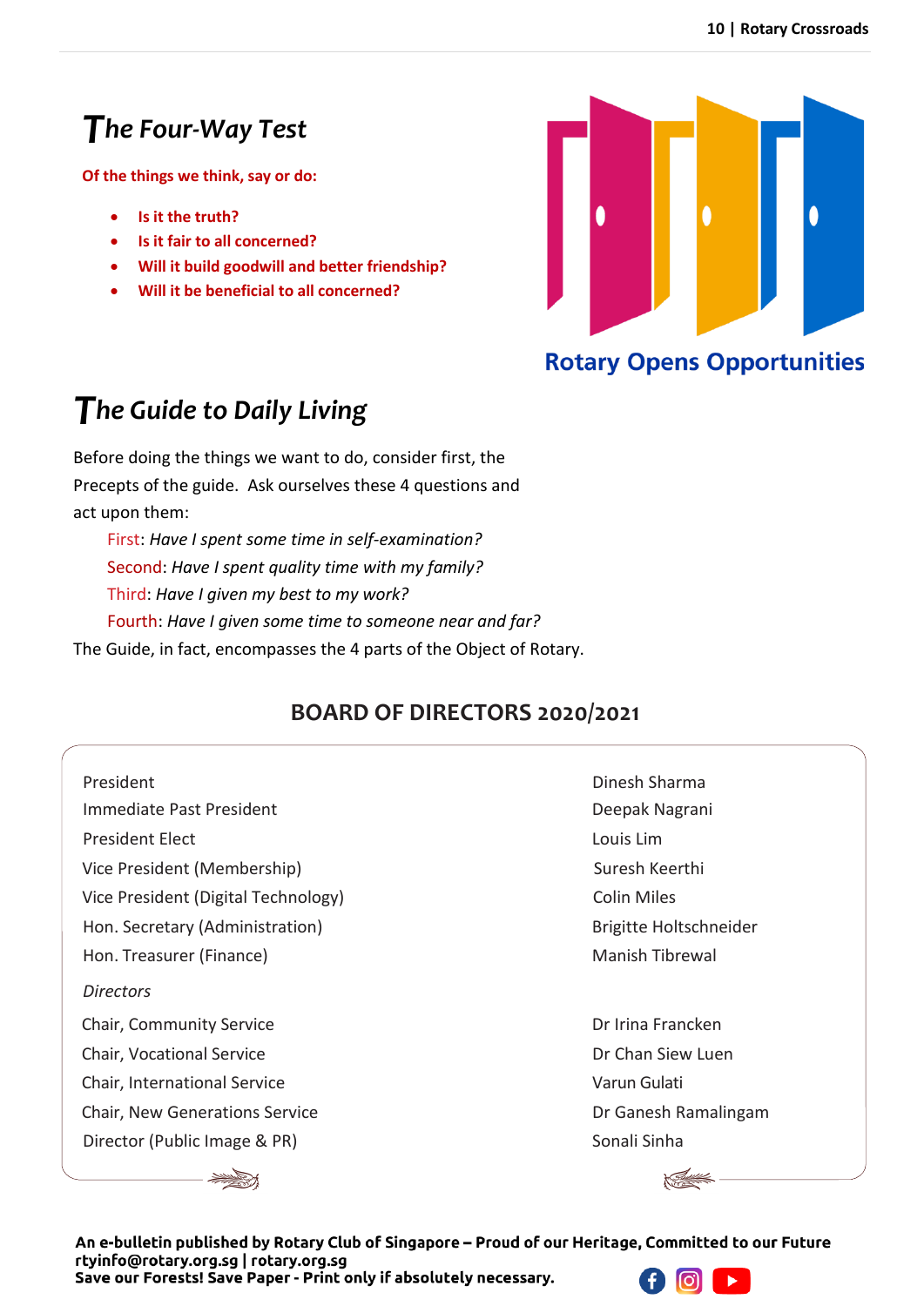## The Four-Way Test

**Of the things we think, say or do:**

- **Is it the truth?**
- **Is it fair to all concerned?**
- **Will it build goodwill and better friendship?**
- **Will it be beneficial to all concerned?**

Rotary Opens Opportunities

## The Guide to Daily Living

Before doing the things we want to do, consider first, the Precepts of the guide. Ask ourselves these 4 questions and act upon them:

First: *Have I spent some time in self-examination?*
Second: *Have I spent quality time with my family?*
Third: *Have I given my best to my work?*
Fourth: *Have I given some time to someone near and far?*

The Guide, in fact, encompasses the 4 parts of the Object of Rotary.

## BOARD OF DIRECTORS 2020/2021

| | |
|---|---|
| President | Dinesh Sharma |
| Immediate Past President | Deepak Nagrani |
| President Elect | Louis Lim |
| Vice President (Membership) | Suresh Keerthi |
| Vice President (Digital Technology) | Colin Miles |
| Hon. Secretary (Administration) | Brigitte Holtschneider |
| Hon. Treasurer (Finance) | Manish Tibrewal |
| *Directors* | |
| Chair, Community Service | Dr Irina Francken |
| Chair, Vocational Service | Dr Chan Siew Luen |
| Chair, International Service | Varun Gulati |
| Chair, New Generations Service | Dr Ganesh Ramalingam |
| Director (Public Image & PR) | Sonali Sinha |

**An e-bulletin published by Rotary Club of Singapore – Proud of our Heritage, Committed to our Future**
**rtyinfo@rotary.org.sg | rotary.org.sg**
**Save our Forests! Save Paper - Print only if absolutely necessary.**